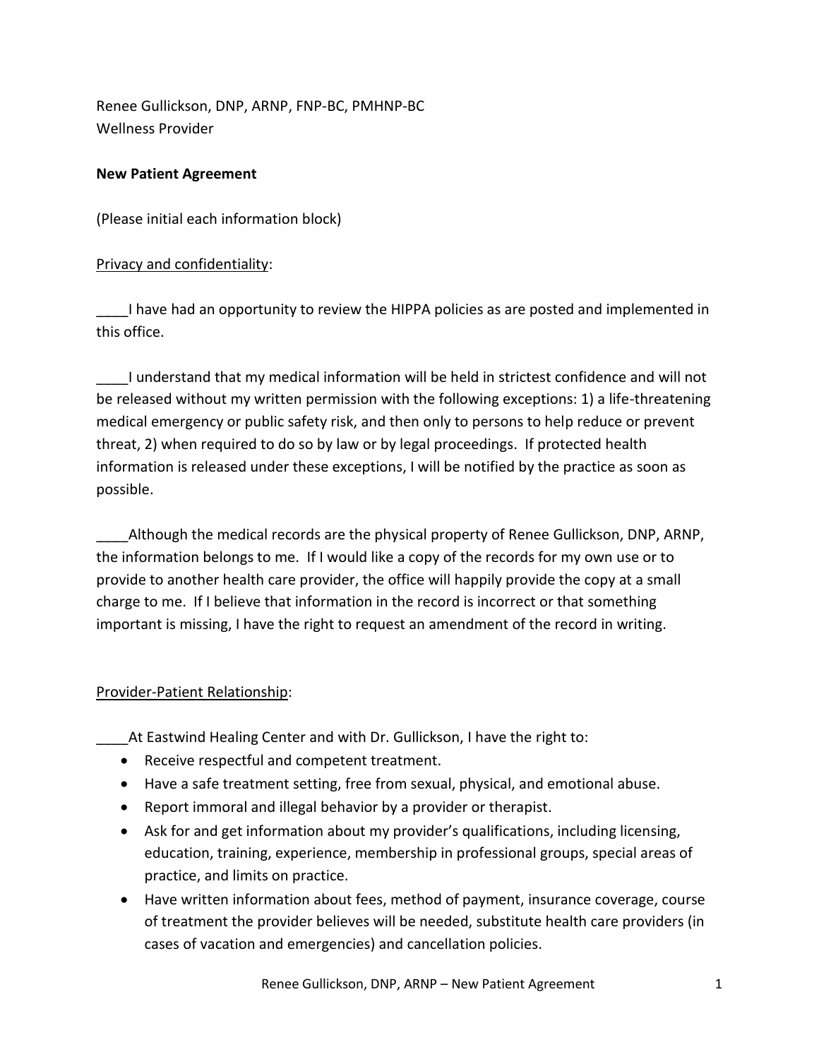Renee Gullickson, DNP, ARNP, FNP-BC, PMHNP-BC
Wellness Provider

**New Patient Agreement**

(Please initial each information block)

Privacy and confidentiality:

____I have had an opportunity to review the HIPPA policies as are posted and implemented in this office.

____I understand that my medical information will be held in strictest confidence and will not be released without my written permission with the following exceptions: 1) a life-threatening medical emergency or public safety risk, and then only to persons to help reduce or prevent threat, 2) when required to do so by law or by legal proceedings. If protected health information is released under these exceptions, I will be notified by the practice as soon as possible.

____Although the medical records are the physical property of Renee Gullickson, DNP, ARNP, the information belongs to me. If I would like a copy of the records for my own use or to provide to another health care provider, the office will happily provide the copy at a small charge to me. If I believe that information in the record is incorrect or that something important is missing, I have the right to request an amendment of the record in writing.

Provider-Patient Relationship:

____At Eastwind Healing Center and with Dr. Gullickson, I have the right to:

- Receive respectful and competent treatment.
- Have a safe treatment setting, free from sexual, physical, and emotional abuse.
- Report immoral and illegal behavior by a provider or therapist.
- Ask for and get information about my provider's qualifications, including licensing, education, training, experience, membership in professional groups, special areas of practice, and limits on practice.
- Have written information about fees, method of payment, insurance coverage, course of treatment the provider believes will be needed, substitute health care providers (in cases of vacation and emergencies) and cancellation policies.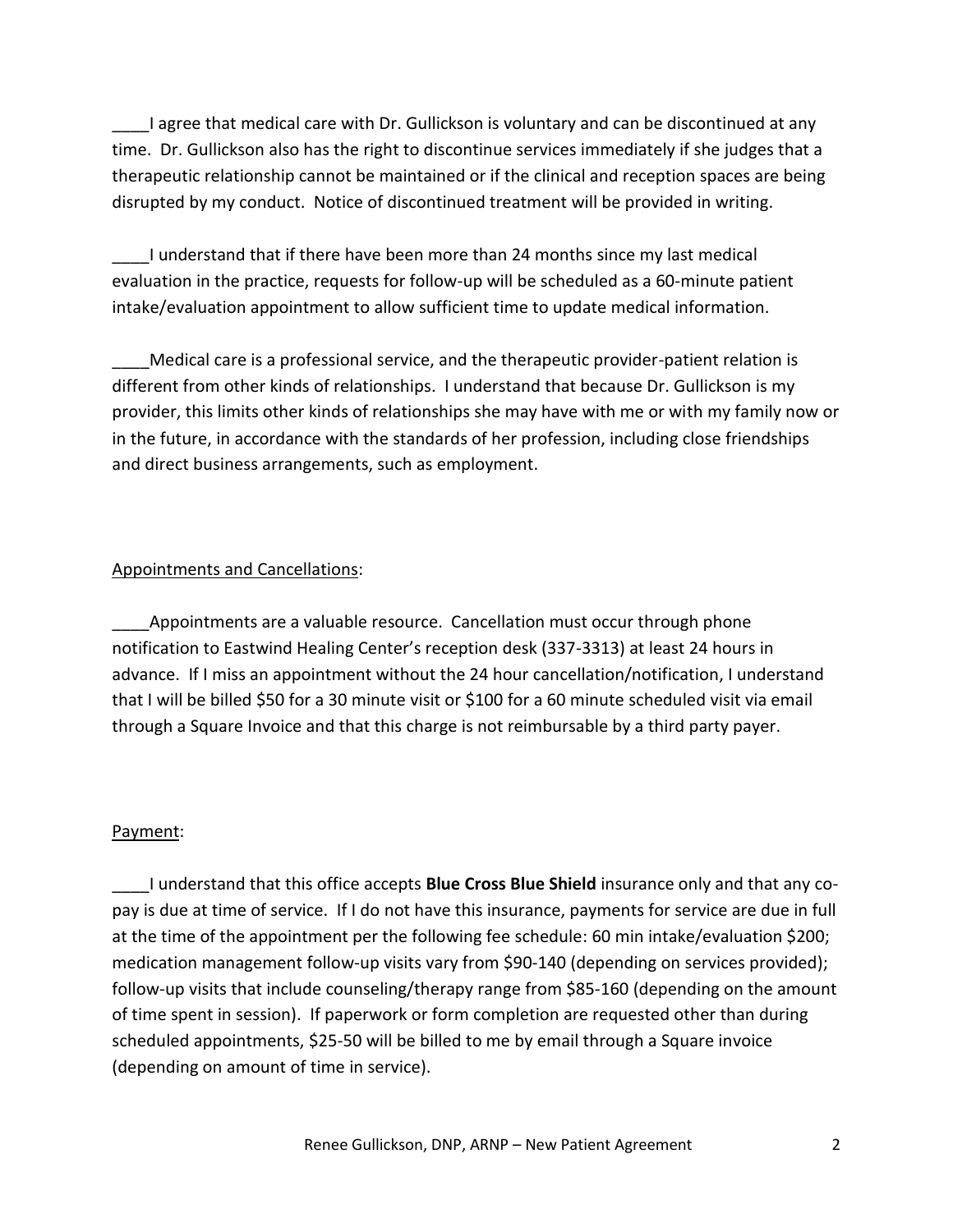____I agree that medical care with Dr. Gullickson is voluntary and can be discontinued at any time. Dr. Gullickson also has the right to discontinue services immediately if she judges that a therapeutic relationship cannot be maintained or if the clinical and reception spaces are being disrupted by my conduct. Notice of discontinued treatment will be provided in writing.

____I understand that if there have been more than 24 months since my last medical evaluation in the practice, requests for follow-up will be scheduled as a 60-minute patient intake/evaluation appointment to allow sufficient time to update medical information.

____Medical care is a professional service, and the therapeutic provider-patient relation is different from other kinds of relationships. I understand that because Dr. Gullickson is my provider, this limits other kinds of relationships she may have with me or with my family now or in the future, in accordance with the standards of her profession, including close friendships and direct business arrangements, such as employment.

<u>Appointments and Cancellations</u>:

____Appointments are a valuable resource. Cancellation must occur through phone notification to Eastwind Healing Center's reception desk (337-3313) at least 24 hours in advance. If I miss an appointment without the 24 hour cancellation/notification, I understand that I will be billed $50 for a 30 minute visit or $100 for a 60 minute scheduled visit via email through a Square Invoice and that this charge is not reimbursable by a third party payer.

<u>Payment</u>:

____I understand that this office accepts **Blue Cross Blue Shield** insurance only and that any co-pay is due at time of service. If I do not have this insurance, payments for service are due in full at the time of the appointment per the following fee schedule: 60 min intake/evaluation $200; medication management follow-up visits vary from $90-140 (depending on services provided); follow-up visits that include counseling/therapy range from $85-160 (depending on the amount of time spent in session). If paperwork or form completion are requested other than during scheduled appointments, $25-50 will be billed to me by email through a Square invoice (depending on amount of time in service).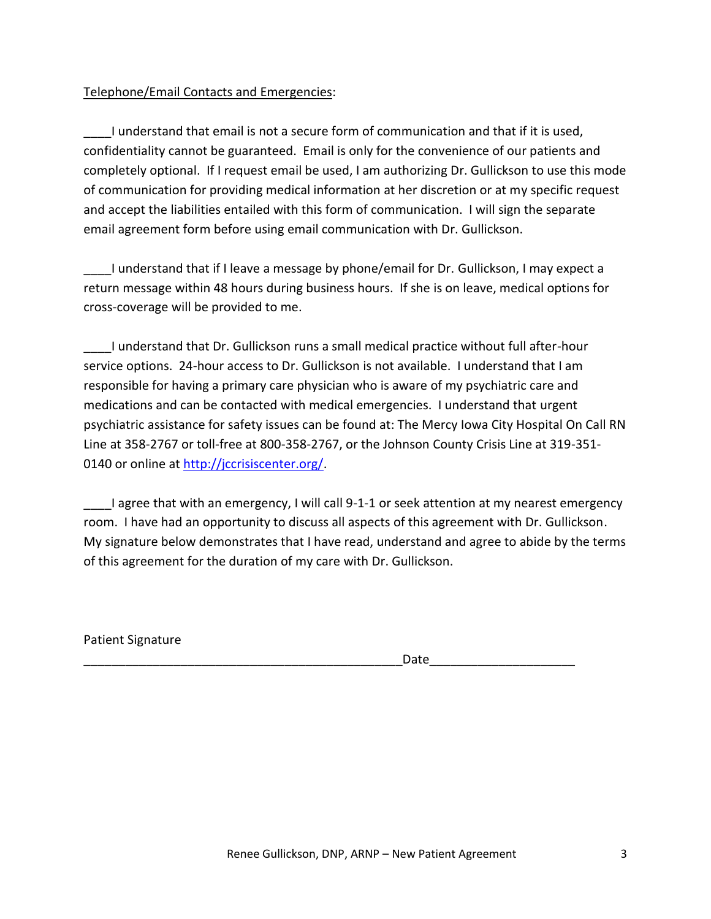Telephone/Email Contacts and Emergencies:

____I understand that email is not a secure form of communication and that if it is used, confidentiality cannot be guaranteed. Email is only for the convenience of our patients and completely optional. If I request email be used, I am authorizing Dr. Gullickson to use this mode of communication for providing medical information at her discretion or at my specific request and accept the liabilities entailed with this form of communication. I will sign the separate email agreement form before using email communication with Dr. Gullickson.

____I understand that if I leave a message by phone/email for Dr. Gullickson, I may expect a return message within 48 hours during business hours. If she is on leave, medical options for cross-coverage will be provided to me.

____I understand that Dr. Gullickson runs a small medical practice without full after-hour service options. 24-hour access to Dr. Gullickson is not available. I understand that I am responsible for having a primary care physician who is aware of my psychiatric care and medications and can be contacted with medical emergencies. I understand that urgent psychiatric assistance for safety issues can be found at: The Mercy Iowa City Hospital On Call RN Line at 358-2767 or toll-free at 800-358-2767, or the Johnson County Crisis Line at 319-351-0140 or online at http://jccrisiscenter.org/.

____I agree that with an emergency, I will call 9-1-1 or seek attention at my nearest emergency room. I have had an opportunity to discuss all aspects of this agreement with Dr. Gullickson. My signature below demonstrates that I have read, understand and agree to abide by the terms of this agreement for the duration of my care with Dr. Gullickson.

Patient Signature
_______________________________________________Date_____________________